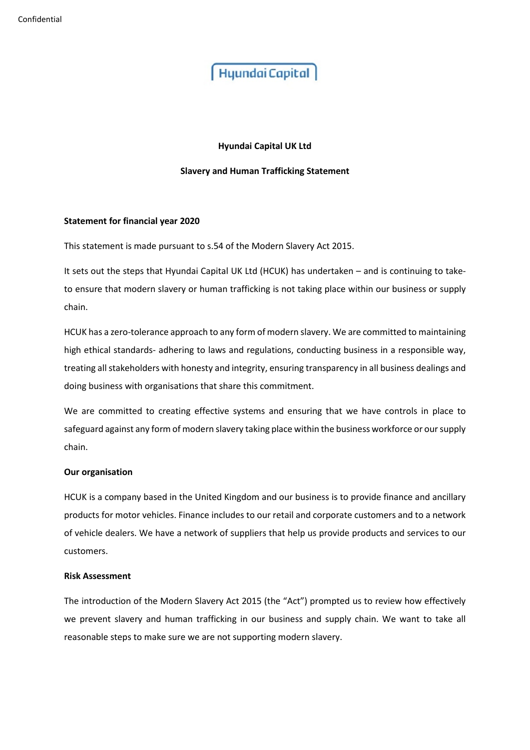Hyundai Capital

# Hyundai Capital UK Ltd

## Slavery and Human Trafficking Statement

**Statement for financial year 2020**

This statement is made pursuant to s.54 of the Modern Slavery Act 2015.

It sets out the steps that Hyundai Capital UK Ltd (HCUK) has undertaken – and is continuing to take- to ensure that modern slavery or human trafficking is not taking place within our business or supply chain.

HCUK has a zero-tolerance approach to any form of modern slavery. We are committed to maintaining high ethical standards- adhering to laws and regulations, conducting business in a responsible way, treating all stakeholders with honesty and integrity, ensuring transparency in all business dealings and doing business with organisations that share this commitment.

We are committed to creating effective systems and ensuring that we have controls in place to safeguard against any form of modern slavery taking place within the business workforce or our supply chain.

**Our organisation**

HCUK is a company based in the United Kingdom and our business is to provide finance and ancillary products for motor vehicles. Finance includes to our retail and corporate customers and to a network of vehicle dealers. We have a network of suppliers that help us provide products and services to our customers.

**Risk Assessment**

The introduction of the Modern Slavery Act 2015 (the "Act") prompted us to review how effectively we prevent slavery and human trafficking in our business and supply chain. We want to take all reasonable steps to make sure we are not supporting modern slavery.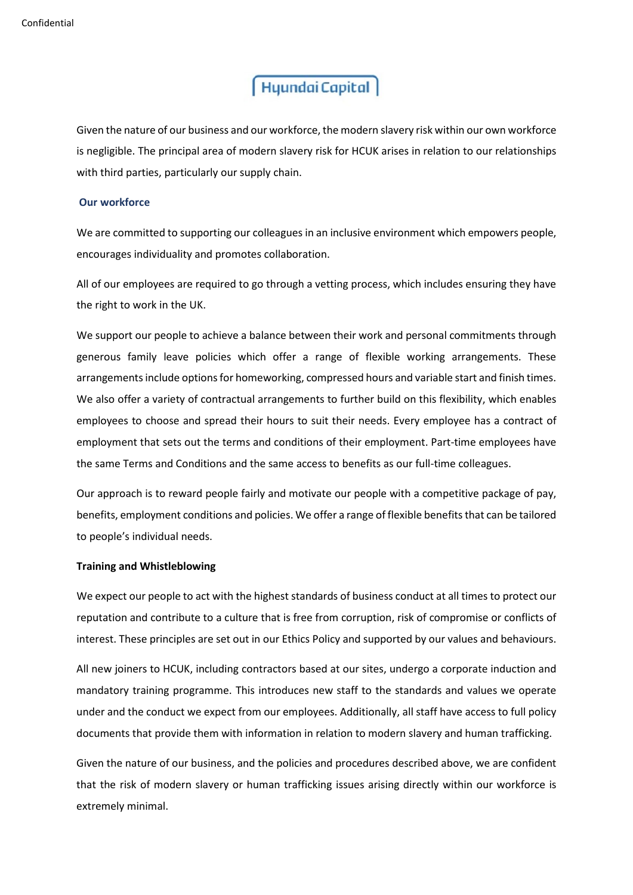Given the nature of our business and our workforce, the modern slavery risk within our own workforce is negligible. The principal area of modern slavery risk for HCUK arises in relation to our relationships with third parties, particularly our supply chain.

## Our workforce

We are committed to supporting our colleagues in an inclusive environment which empowers people, encourages individuality and promotes collaboration.

All of our employees are required to go through a vetting process, which includes ensuring they have the right to work in the UK.

We support our people to achieve a balance between their work and personal commitments through generous family leave policies which offer a range of flexible working arrangements. These arrangements include options for homeworking, compressed hours and variable start and finish times. We also offer a variety of contractual arrangements to further build on this flexibility, which enables employees to choose and spread their hours to suit their needs. Every employee has a contract of employment that sets out the terms and conditions of their employment. Part-time employees have the same Terms and Conditions and the same access to benefits as our full-time colleagues.

Our approach is to reward people fairly and motivate our people with a competitive package of pay, benefits, employment conditions and policies. We offer a range of flexible benefits that can be tailored to people's individual needs.

## Training and Whistleblowing

We expect our people to act with the highest standards of business conduct at all times to protect our reputation and contribute to a culture that is free from corruption, risk of compromise or conflicts of interest. These principles are set out in our Ethics Policy and supported by our values and behaviours.

All new joiners to HCUK, including contractors based at our sites, undergo a corporate induction and mandatory training programme. This introduces new staff to the standards and values we operate under and the conduct we expect from our employees. Additionally, all staff have access to full policy documents that provide them with information in relation to modern slavery and human trafficking.

Given the nature of our business, and the policies and procedures described above, we are confident that the risk of modern slavery or human trafficking issues arising directly within our workforce is extremely minimal.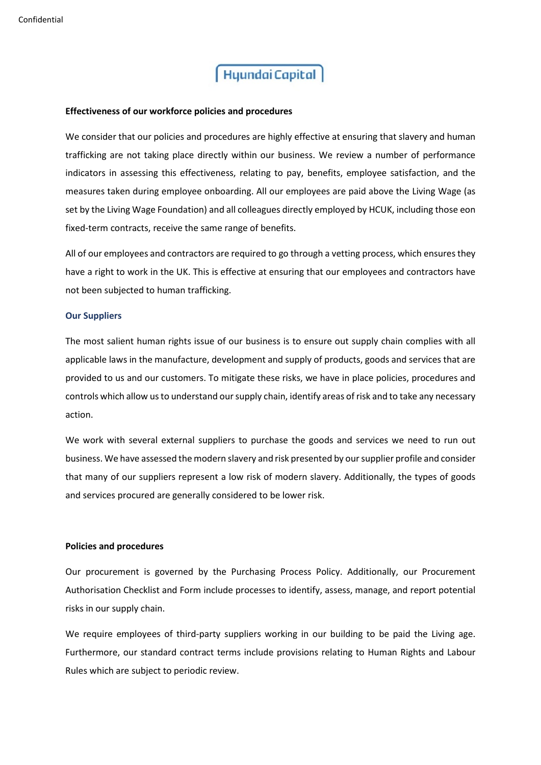### Effectiveness of our workforce policies and procedures

We consider that our policies and procedures are highly effective at ensuring that slavery and human trafficking are not taking place directly within our business. We review a number of performance indicators in assessing this effectiveness, relating to pay, benefits, employee satisfaction, and the measures taken during employee onboarding. All our employees are paid above the Living Wage (as set by the Living Wage Foundation) and all colleagues directly employed by HCUK, including those eon fixed-term contracts, receive the same range of benefits.

All of our employees and contractors are required to go through a vetting process, which ensures they have a right to work in the UK. This is effective at ensuring that our employees and contractors have not been subjected to human trafficking.

## Our Suppliers

The most salient human rights issue of our business is to ensure out supply chain complies with all applicable laws in the manufacture, development and supply of products, goods and services that are provided to us and our customers. To mitigate these risks, we have in place policies, procedures and controls which allow us to understand our supply chain, identify areas of risk and to take any necessary action.

We work with several external suppliers to purchase the goods and services we need to run out business. We have assessed the modern slavery and risk presented by our supplier profile and consider that many of our suppliers represent a low risk of modern slavery. Additionally, the types of goods and services procured are generally considered to be lower risk.

### Policies and procedures

Our procurement is governed by the Purchasing Process Policy. Additionally, our Procurement Authorisation Checklist and Form include processes to identify, assess, manage, and report potential risks in our supply chain.

We require employees of third-party suppliers working in our building to be paid the Living age. Furthermore, our standard contract terms include provisions relating to Human Rights and Labour Rules which are subject to periodic review.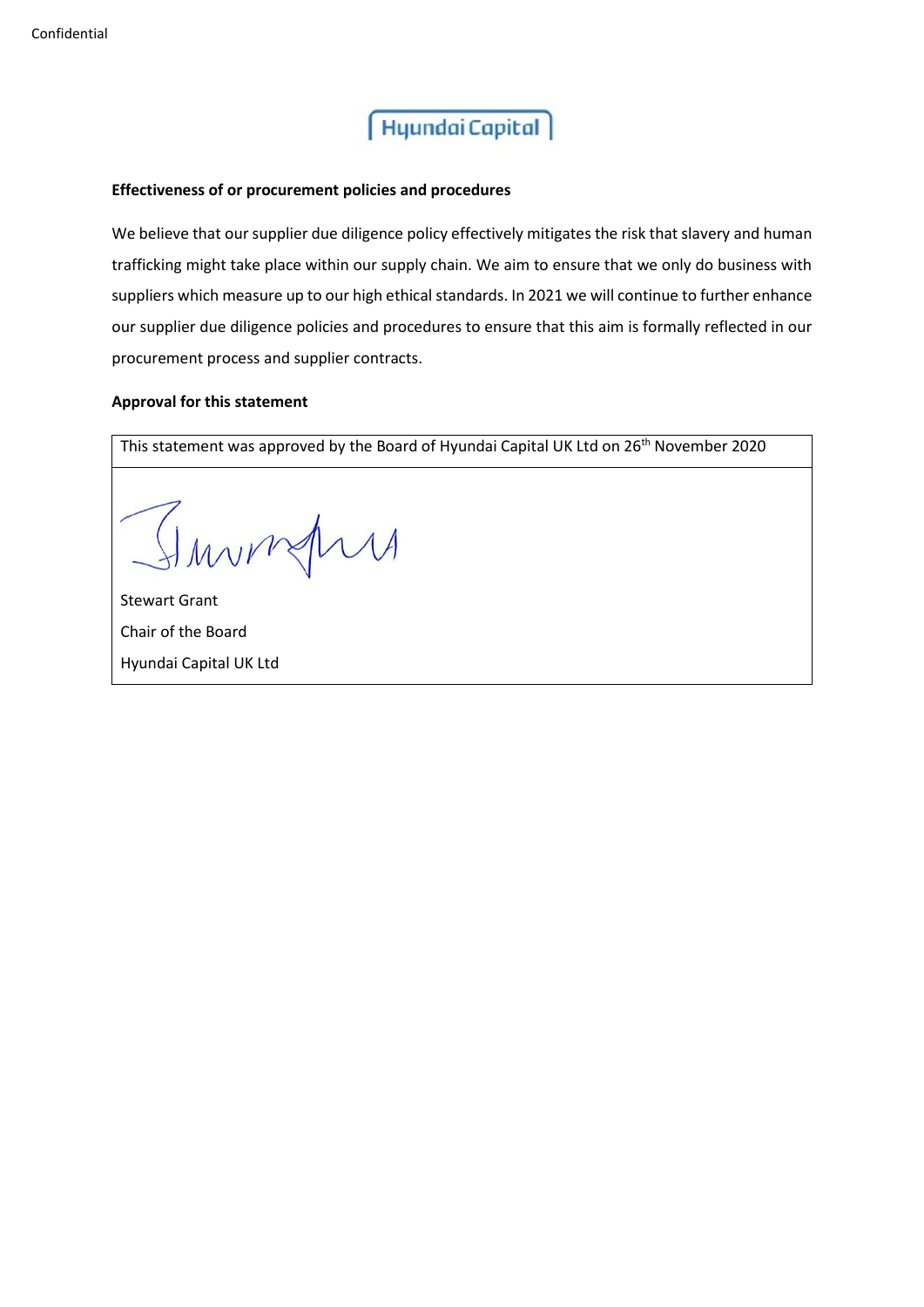**Effectiveness of or procurement policies and procedures**

We believe that our supplier due diligence policy effectively mitigates the risk that slavery and human trafficking might take place within our supply chain. We aim to ensure that we only do business with suppliers which measure up to our high ethical standards. In 2021 we will continue to further enhance our supplier due diligence policies and procedures to ensure that this aim is formally reflected in our procurement process and supplier contracts.

**Approval for this statement**

| This statement was approved by the Board of Hyundai Capital UK Ltd on 26th November 2020 |
| --- |
| Stewart Grant<br>Chair of the Board<br>Hyundai Capital UK Ltd |